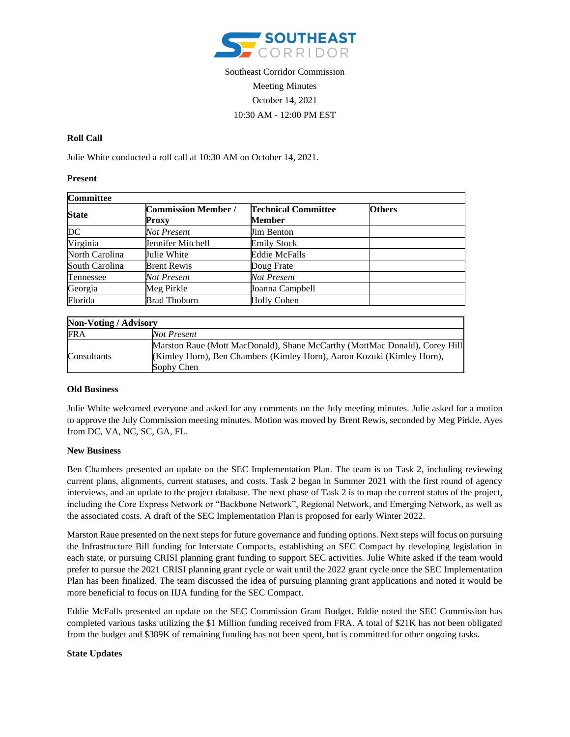Southeast Corridor Commission

Meeting Minutes

October 14, 2021

10:30 AM - 12:00 PM EST

**Roll Call**

Julie White conducted a roll call at 10:30 AM on October 14, 2021.

**Present**

| **Committee** | | | |
|---|---|---|---|
| **State** | **Commission Member / Proxy** | **Technical Committee Member** | **Others** |
| DC | *Not Present* | Jim Benton | |
| Virginia | Jennifer Mitchell | Emily Stock | |
| North Carolina | Julie White | Eddie McFalls | |
| South Carolina | Brent Rewis | Doug Frate | |
| Tennessee | *Not Present* | *Not Present* | |
| Georgia | Meg Pirkle | Joanna Campbell | |
| Florida | Brad Thoburn | Holly Cohen | |

| **Non-Voting / Advisory** | |
|---|---|
| FRA | *Not Present* |
| Consultants | Marston Raue (Mott MacDonald), Shane McCarthy (MottMac Donald), Corey Hill (Kimley Horn), Ben Chambers (Kimley Horn), Aaron Kozuki (Kimley Horn), Sophy Chen |

**Old Business**

Julie White welcomed everyone and asked for any comments on the July meeting minutes. Julie asked for a motion to approve the July Commission meeting minutes. Motion was moved by Brent Rewis, seconded by Meg Pirkle. Ayes from DC, VA, NC, SC, GA, FL.

**New Business**

Ben Chambers presented an update on the SEC Implementation Plan. The team is on Task 2, including reviewing current plans, alignments, current statuses, and costs. Task 2 began in Summer 2021 with the first round of agency interviews, and an update to the project database. The next phase of Task 2 is to map the current status of the project, including the Core Express Network or "Backbone Network", Regional Network, and Emerging Network, as well as the associated costs. A draft of the SEC Implementation Plan is proposed for early Winter 2022.

Marston Raue presented on the next steps for future governance and funding options. Next steps will focus on pursuing the Infrastructure Bill funding for Interstate Compacts, establishing an SEC Compact by developing legislation in each state, or pursuing CRISI planning grant funding to support SEC activities. Julie White asked if the team would prefer to pursue the 2021 CRISI planning grant cycle or wait until the 2022 grant cycle once the SEC Implementation Plan has been finalized. The team discussed the idea of pursuing planning grant applications and noted it would be more beneficial to focus on IIJA funding for the SEC Compact.

Eddie McFalls presented an update on the SEC Commission Grant Budget. Eddie noted the SEC Commission has completed various tasks utilizing the $1 Million funding received from FRA. A total of $21K has not been obligated from the budget and $389K of remaining funding has not been spent, but is committed for other ongoing tasks.

**State Updates**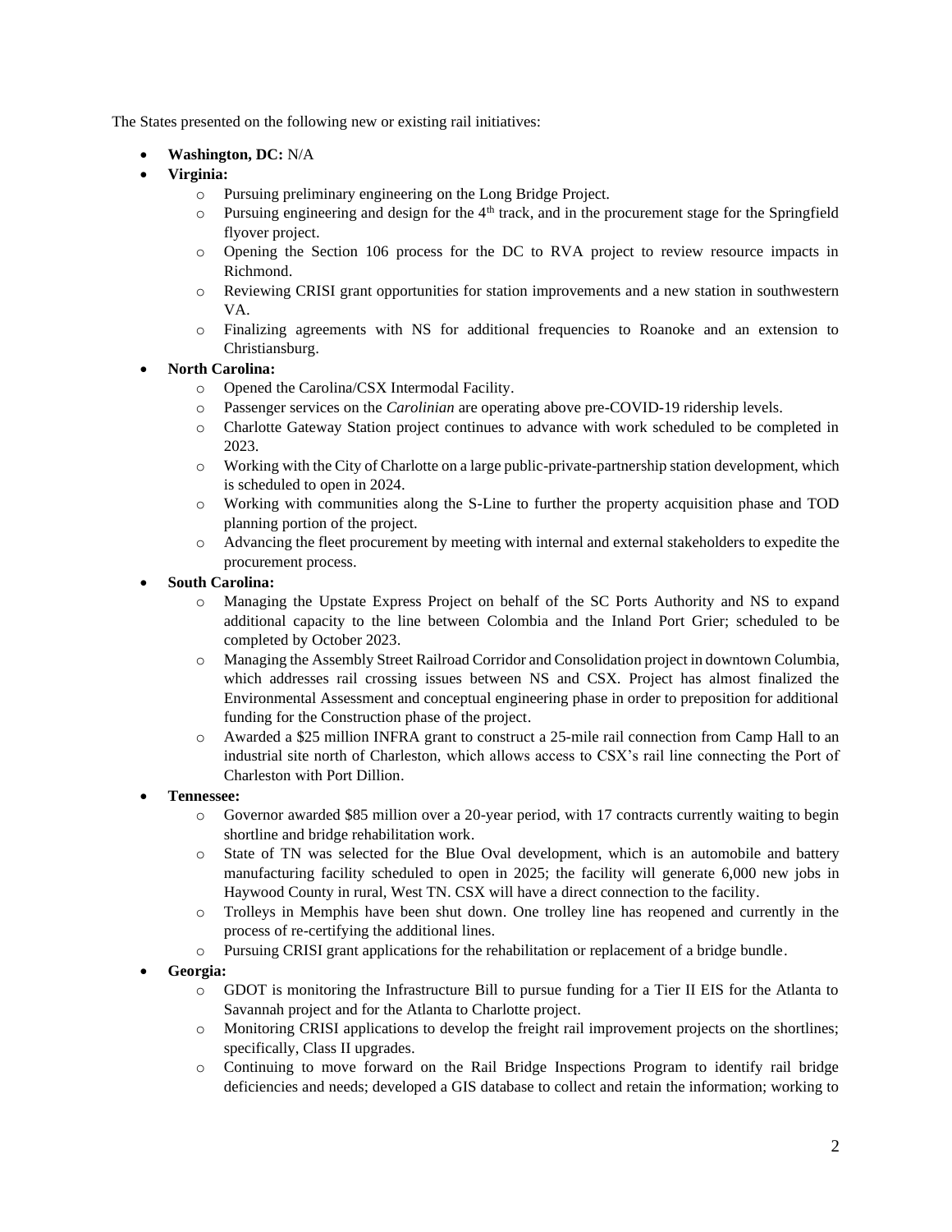The States presented on the following new or existing rail initiatives:

- **Washington, DC:** N/A
- **Virginia:**
  - Pursuing preliminary engineering on the Long Bridge Project.
  - Pursuing engineering and design for the 4th track, and in the procurement stage for the Springfield flyover project.
  - Opening the Section 106 process for the DC to RVA project to review resource impacts in Richmond.
  - Reviewing CRISI grant opportunities for station improvements and a new station in southwestern VA.
  - Finalizing agreements with NS for additional frequencies to Roanoke and an extension to Christiansburg.
- **North Carolina:**
  - Opened the Carolina/CSX Intermodal Facility.
  - Passenger services on the *Carolinian* are operating above pre-COVID-19 ridership levels.
  - Charlotte Gateway Station project continues to advance with work scheduled to be completed in 2023.
  - Working with the City of Charlotte on a large public-private-partnership station development, which is scheduled to open in 2024.
  - Working with communities along the S-Line to further the property acquisition phase and TOD planning portion of the project.
  - Advancing the fleet procurement by meeting with internal and external stakeholders to expedite the procurement process.
- **South Carolina:**
  - Managing the Upstate Express Project on behalf of the SC Ports Authority and NS to expand additional capacity to the line between Colombia and the Inland Port Grier; scheduled to be completed by October 2023.
  - Managing the Assembly Street Railroad Corridor and Consolidation project in downtown Columbia, which addresses rail crossing issues between NS and CSX. Project has almost finalized the Environmental Assessment and conceptual engineering phase in order to preposition for additional funding for the Construction phase of the project.
  - Awarded a $25 million INFRA grant to construct a 25-mile rail connection from Camp Hall to an industrial site north of Charleston, which allows access to CSX's rail line connecting the Port of Charleston with Port Dillion.
- **Tennessee:**
  - Governor awarded $85 million over a 20-year period, with 17 contracts currently waiting to begin shortline and bridge rehabilitation work.
  - State of TN was selected for the Blue Oval development, which is an automobile and battery manufacturing facility scheduled to open in 2025; the facility will generate 6,000 new jobs in Haywood County in rural, West TN. CSX will have a direct connection to the facility.
  - Trolleys in Memphis have been shut down. One trolley line has reopened and currently in the process of re-certifying the additional lines.
  - Pursuing CRISI grant applications for the rehabilitation or replacement of a bridge bundle.
- **Georgia:**
  - GDOT is monitoring the Infrastructure Bill to pursue funding for a Tier II EIS for the Atlanta to Savannah project and for the Atlanta to Charlotte project.
  - Monitoring CRISI applications to develop the freight rail improvement projects on the shortlines; specifically, Class II upgrades.
  - Continuing to move forward on the Rail Bridge Inspections Program to identify rail bridge deficiencies and needs; developed a GIS database to collect and retain the information; working to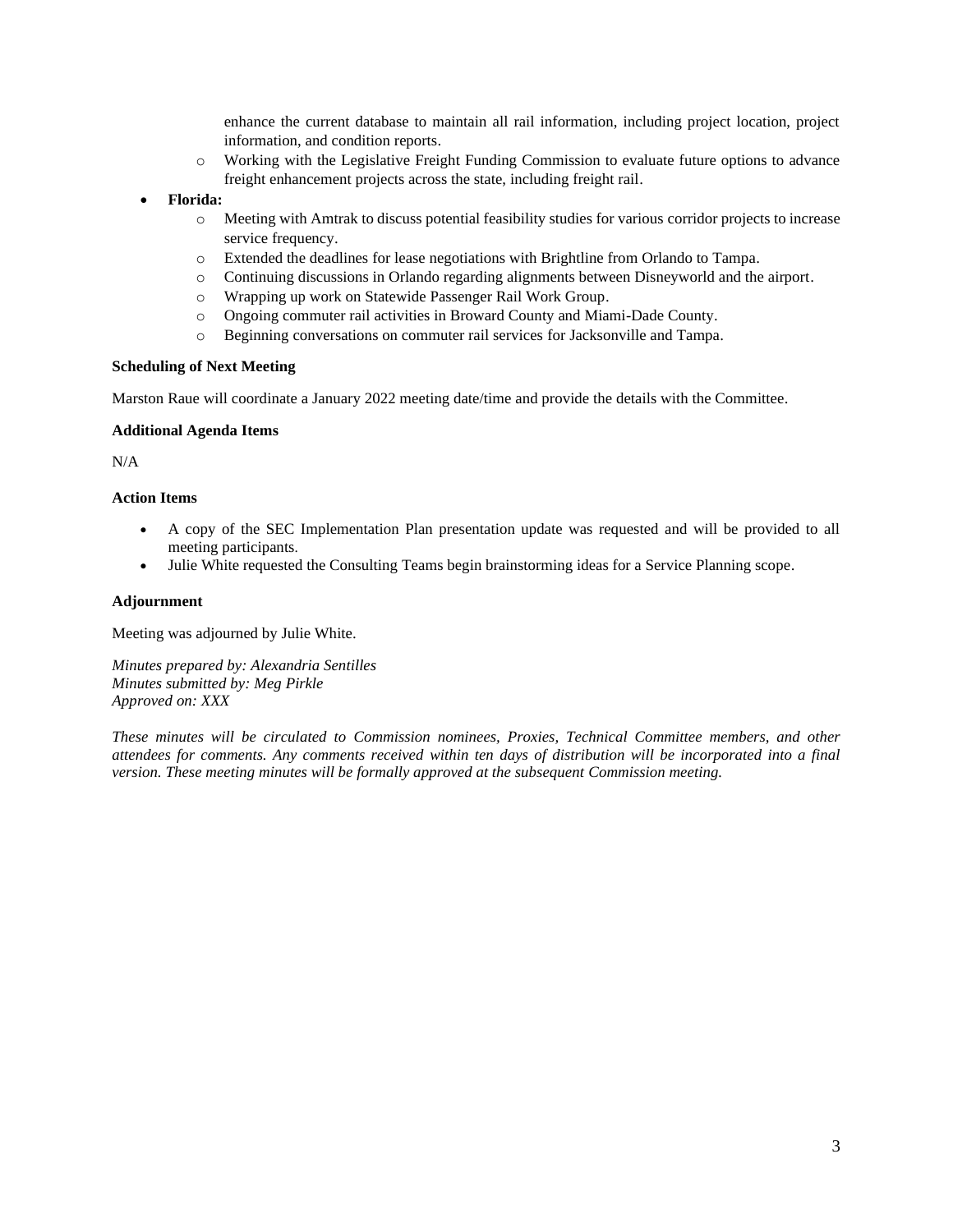- enhance the current database to maintain all rail information, including project location, project information, and condition reports.
    - Working with the Legislative Freight Funding Commission to evaluate future options to advance freight enhancement projects across the state, including freight rail.
- **Florida:**
    - Meeting with Amtrak to discuss potential feasibility studies for various corridor projects to increase service frequency.
    - Extended the deadlines for lease negotiations with Brightline from Orlando to Tampa.
    - Continuing discussions in Orlando regarding alignments between Disneyworld and the airport.
    - Wrapping up work on Statewide Passenger Rail Work Group.
    - Ongoing commuter rail activities in Broward County and Miami-Dade County.
    - Beginning conversations on commuter rail services for Jacksonville and Tampa.

**Scheduling of Next Meeting**

Marston Raue will coordinate a January 2022 meeting date/time and provide the details with the Committee.

**Additional Agenda Items**

N/A

**Action Items**

- A copy of the SEC Implementation Plan presentation update was requested and will be provided to all meeting participants.
- Julie White requested the Consulting Teams begin brainstorming ideas for a Service Planning scope.

**Adjournment**

Meeting was adjourned by Julie White.

*Minutes prepared by: Alexandria Sentilles*
*Minutes submitted by: Meg Pirkle*
*Approved on: XXX*

*These minutes will be circulated to Commission nominees, Proxies, Technical Committee members, and other attendees for comments. Any comments received within ten days of distribution will be incorporated into a final version. These meeting minutes will be formally approved at the subsequent Commission meeting.*